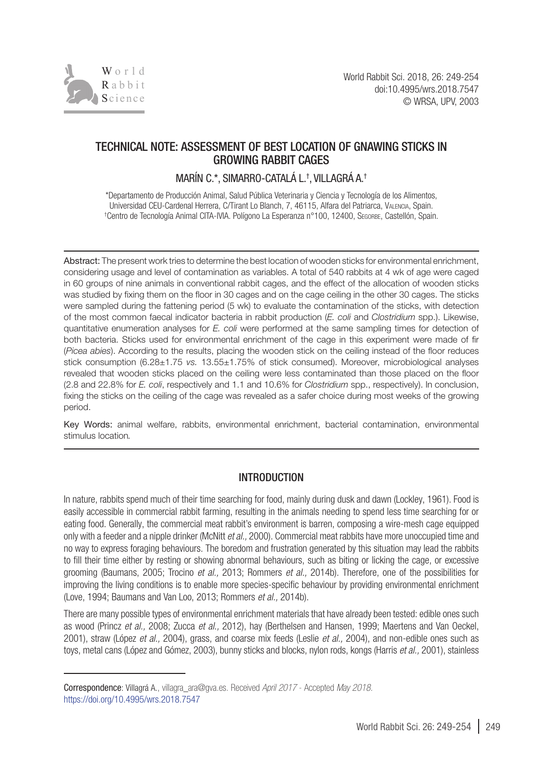# TECHNICAL NOTE: ASSESSMENT OF BEST LOCATION OF GNAWING STICKS IN GROWING RABBIT CAGES

MARÍN C.*, SIMARRO-CATALÁ L.†, VILLAGRÁ A.†

*Departamento de Producción Animal, Salud Pública Veterinaria y Ciencia y Tecnología de los Alimentos, Universidad CEU-Cardenal Herrera, C/Tirant Lo Blanch, 7, 46115, Alfara del Patriarca, Valencia, Spain.
†Centro de Tecnología Animal CITA-IVIA. Polígono La Esperanza n°100, 12400, Segorbe, Castellón, Spain.

**Abstract:** The present work tries to determine the best location of wooden sticks for environmental enrichment, considering usage and level of contamination as variables. A total of 540 rabbits at 4 wk of age were caged in 60 groups of nine animals in conventional rabbit cages, and the effect of the allocation of wooden sticks was studied by fixing them on the floor in 30 cages and on the cage ceiling in the other 30 cages. The sticks were sampled during the fattening period (5 wk) to evaluate the contamination of the sticks, with detection of the most common faecal indicator bacteria in rabbit production (*E. coli* and *Clostridium* spp.). Likewise, quantitative enumeration analyses for *E. coli* were performed at the same sampling times for detection of both bacteria. Sticks used for environmental enrichment of the cage in this experiment were made of fir (*Picea abies*). According to the results, placing the wooden stick on the ceiling instead of the floor reduces stick consumption (6.28±1.75 *vs.* 13.55±1.75% of stick consumed). Moreover, microbiological analyses revealed that wooden sticks placed on the ceiling were less contaminated than those placed on the floor (2.8 and 22.8% for *E. coli*, respectively and 1.1 and 10.6% for *Clostridium* spp., respectively). In conclusion, fixing the sticks on the ceiling of the cage was revealed as a safer choice during most weeks of the growing period.

**Key Words:** animal welfare, rabbits, environmental enrichment, bacterial contamination, environmental stimulus location.

## INTRODUCTION

In nature, rabbits spend much of their time searching for food, mainly during dusk and dawn (Lockley, 1961). Food is easily accessible in commercial rabbit farming, resulting in the animals needing to spend less time searching for or eating food. Generally, the commercial meat rabbit's environment is barren, composing a wire-mesh cage equipped only with a feeder and a nipple drinker (McNitt *et al.,* 2000). Commercial meat rabbits have more unoccupied time and no way to express foraging behaviours. The boredom and frustration generated by this situation may lead the rabbits to fill their time either by resting or showing abnormal behaviours, such as biting or licking the cage, or excessive grooming (Baumans, 2005; Trocino *et al.,* 2013; Rommers *et al.,* 2014b). Therefore, one of the possibilities for improving the living conditions is to enable more species-specific behaviour by providing environmental enrichment (Love, 1994; Baumans and Van Loo, 2013; Rommers *et al.,* 2014b).

There are many possible types of environmental enrichment materials that have already been tested: edible ones such as wood (Princz *et al.,* 2008; Zucca *et al.,* 2012), hay (Berthelsen and Hansen, 1999; Maertens and Van Oeckel, 2001), straw (López *et al.,* 2004), grass, and coarse mix feeds (Leslie *et al.,* 2004), and non-edible ones such as toys, metal cans (López and Gómez, 2003), bunny sticks and blocks, nylon rods, kongs (Harris *et al.,* 2001), stainless

Correspondence: Villagrá A., villagra_ara@gva.es. Received *April 2017* - Accepted *May 2018*.
https://doi.org/10.4995/wrs.2018.7547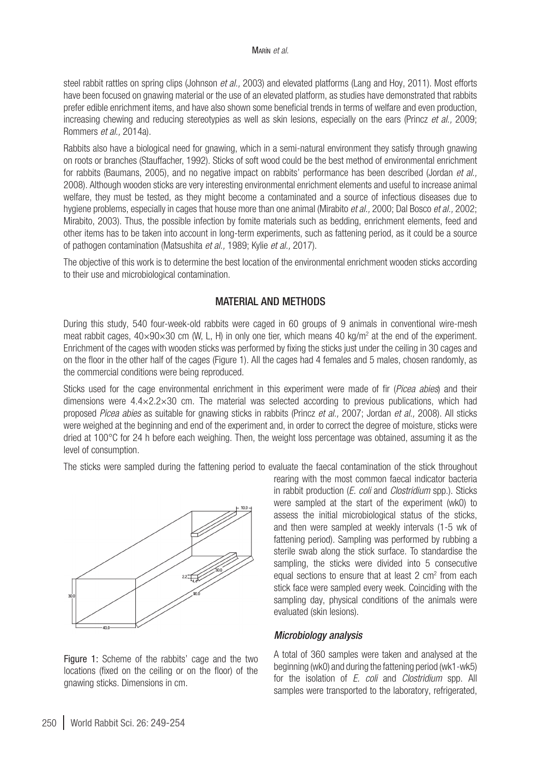steel rabbit rattles on spring clips (Johnson *et al.,* 2003) and elevated platforms (Lang and Hoy, 2011). Most efforts have been focused on gnawing material or the use of an elevated platform, as studies have demonstrated that rabbits prefer edible enrichment items, and have also shown some beneficial trends in terms of welfare and even production, increasing chewing and reducing stereotypies as well as skin lesions, especially on the ears (Princz *et al.,* 2009; Rommers *et al.,* 2014a).

Rabbits also have a biological need for gnawing, which in a semi-natural environment they satisfy through gnawing on roots or branches (Stauffacher, 1992). Sticks of soft wood could be the best method of environmental enrichment for rabbits (Baumans, 2005), and no negative impact on rabbits' performance has been described (Jordan *et al.,* 2008). Although wooden sticks are very interesting environmental enrichment elements and useful to increase animal welfare, they must be tested, as they might become a contaminated and a source of infectious diseases due to hygiene problems, especially in cages that house more than one animal (Mirabito *et al.,* 2000; Dal Bosco *et al.,* 2002; Mirabito, 2003). Thus, the possible infection by fomite materials such as bedding, enrichment elements, feed and other items has to be taken into account in long-term experiments, such as fattening period, as it could be a source of pathogen contamination (Matsushita *et al.,* 1989; Kylie *et al.,* 2017).

The objective of this work is to determine the best location of the environmental enrichment wooden sticks according to their use and microbiological contamination.

## MATERIAL AND METHODS

During this study, 540 four-week-old rabbits were caged in 60 groups of 9 animals in conventional wire-mesh meat rabbit cages, 40×90×30 cm (W, L, H) in only one tier, which means 40 kg/m$^2$ at the end of the experiment. Enrichment of the cages with wooden sticks was performed by fixing the sticks just under the ceiling in 30 cages and on the floor in the other half of the cages (Figure 1). All the cages had 4 females and 5 males, chosen randomly, as the commercial conditions were being reproduced.

Sticks used for the cage environmental enrichment in this experiment were made of fir (*Picea abies*) and their dimensions were 4.4×2.2×30 cm. The material was selected according to previous publications, which had proposed *Picea abies* as suitable for gnawing sticks in rabbits (Princz *et al.,* 2007; Jordan *et al.,* 2008). All sticks were weighed at the beginning and end of the experiment and, in order to correct the degree of moisture, sticks were dried at 100°C for 24 h before each weighing. Then, the weight loss percentage was obtained, assuming it as the level of consumption.

The sticks were sampled during the fattening period to evaluate the faecal contamination of the stick throughout rearing with the most common faecal indicator bacteria in rabbit production (*E. coli* and *Clostridium* spp.). Sticks were sampled at the start of the experiment (wk0) to assess the initial microbiological status of the sticks, and then were sampled at weekly intervals (1-5 wk of fattening period). Sampling was performed by rubbing a sterile swab along the stick surface. To standardise the sampling, the sticks were divided into 5 consecutive equal sections to ensure that at least 2 cm$^2$ from each stick face were sampled every week. Coinciding with the sampling day, physical conditions of the animals were evaluated (skin lesions).

Figure 1: Scheme of the rabbits' cage and the two locations (fixed on the ceiling or on the floor) of the gnawing sticks. Dimensions in cm.

### *Microbiology analysis*

A total of 360 samples were taken and analysed at the beginning (wk0) and during the fattening period (wk1-wk5) for the isolation of *E. coli* and *Clostridium* spp. All samples were transported to the laboratory, refrigerated,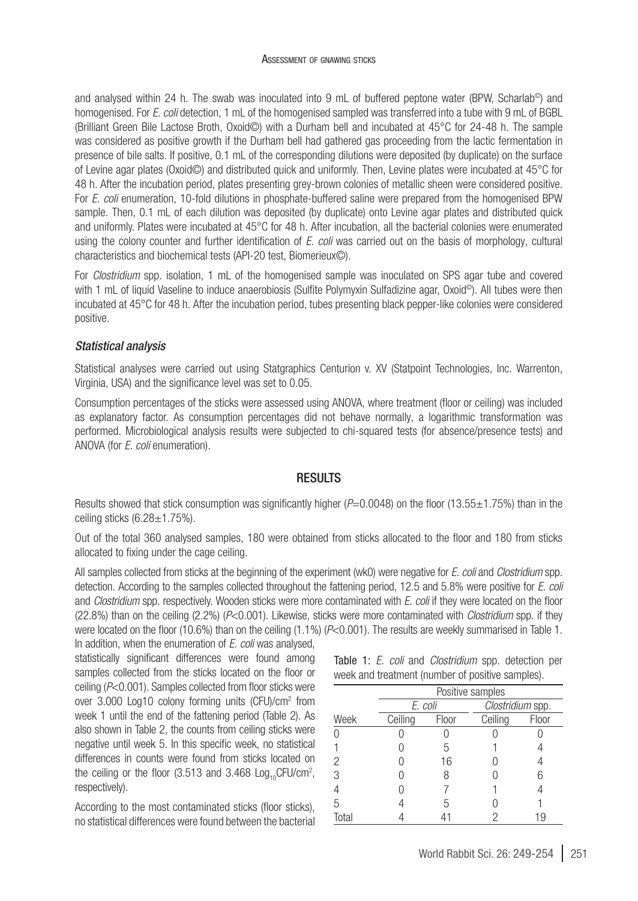and analysed within 24 h. The swab was inoculated into 9 mL of buffered peptone water (BPW, Scharlab©) and homogenised. For *E. coli* detection, 1 mL of the homogenised sampled was transferred into a tube with 9 mL of BGBL (Brilliant Green Bile Lactose Broth, Oxoid©) with a Durham bell and incubated at 45°C for 24-48 h. The sample was considered as positive growth if the Durham bell had gathered gas proceeding from the lactic fermentation in presence of bile salts. If positive, 0.1 mL of the corresponding dilutions were deposited (by duplicate) on the surface of Levine agar plates (Oxoid©) and distributed quick and uniformly. Then, Levine plates were incubated at 45°C for 48 h. After the incubation period, plates presenting grey-brown colonies of metallic sheen were considered positive. For *E. coli* enumeration, 10-fold dilutions in phosphate-buffered saline were prepared from the homogenised BPW sample. Then, 0.1 mL of each dilution was deposited (by duplicate) onto Levine agar plates and distributed quick and uniformly. Plates were incubated at 45°C for 48 h. After incubation, all the bacterial colonies were enumerated using the colony counter and further identification of *E. coli* was carried out on the basis of morphology, cultural characteristics and biochemical tests (API-20 test, Biomerieux©).

For *Clostridium* spp. isolation, 1 mL of the homogenised sample was inoculated on SPS agar tube and covered with 1 mL of liquid Vaseline to induce anaerobiosis (Sulfite Polymyxin Sulfadizine agar, Oxoid©). All tubes were then incubated at 45°C for 48 h. After the incubation period, tubes presenting black pepper-like colonies were considered positive.

### *Statistical analysis*

Statistical analyses were carried out using Statgraphics Centurion v. XV (Statpoint Technologies, Inc. Warrenton, Virginia, USA) and the significance level was set to 0.05.

Consumption percentages of the sticks were assessed using ANOVA, where treatment (floor or ceiling) was included as explanatory factor. As consumption percentages did not behave normally, a logarithmic transformation was performed. Microbiological analysis results were subjected to chi-squared tests (for absence/presence tests) and ANOVA (for *E. coli* enumeration).

## RESULTS

Results showed that stick consumption was significantly higher ($P$=0.0048) on the floor (13.55±1.75%) than in the ceiling sticks (6.28±1.75%).

Out of the total 360 analysed samples, 180 were obtained from sticks allocated to the floor and 180 from sticks allocated to fixing under the cage ceiling.

All samples collected from sticks at the beginning of the experiment (wk0) were negative for *E. coli* and *Clostridium* spp. detection. According to the samples collected throughout the fattening period, 12.5 and 5.8% were positive for *E. coli* and *Clostridium* spp. respectively. Wooden sticks were more contaminated with *E. coli* if they were located on the floor (22.8%) than on the ceiling (2.2%) ($P$<0.001). Likewise, sticks were more contaminated with *Clostridium* spp. if they were located on the floor (10.6%) than on the ceiling (1.1%) ($P$<0.001). The results are weekly summarised in Table 1.

In addition, when the enumeration of *E. coli* was analysed, statistically significant differences were found among samples collected from the sticks located on the floor or ceiling ($P$<0.001). Samples collected from floor sticks were over 3.000 Log10 colony forming units (CFU)/cm$^2$ from week 1 until the end of the fattening period (Table 2). As also shown in Table 2, the counts from ceiling sticks were negative until week 5. In this specific week, no statistical differences in counts were found from sticks located on the ceiling or the floor (3.513 and 3.468 $\text{Log}_{10}$CFU/cm$^2$, respectively).

According to the most contaminated sticks (floor sticks), no statistical differences were found between the bacterial

Table 1: *E. coli* and *Clostridium* spp. detection per week and treatment (number of positive samples).

| | Positive samples | | | |
|---|---|---|---|---|
| | *E. coli* | | *Clostridium* spp. | |
| Week | Ceiling | Floor | Ceiling | Floor |
| 0 | 0 | 0 | 0 | 0 |
| 1 | 0 | 5 | 1 | 4 |
| 2 | 0 | 16 | 0 | 4 |
| 3 | 0 | 8 | 0 | 6 |
| 4 | 0 | 7 | 1 | 4 |
| 5 | 4 | 5 | 0 | 1 |
| Total | 4 | 41 | 2 | 19 |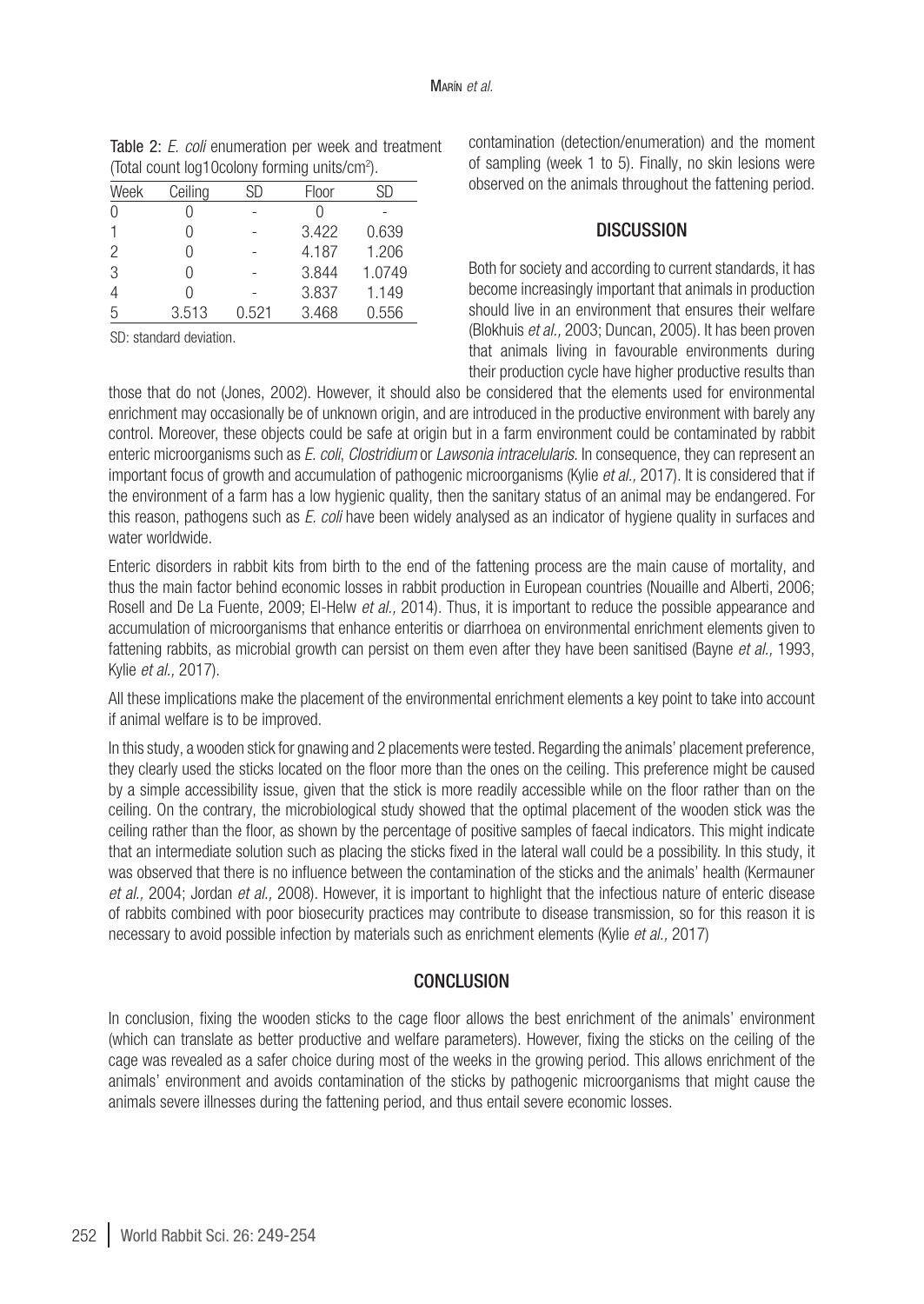Table 2: *E. coli* enumeration per week and treatment (Total count log10colony forming units/cm$^2$).

| Week | Ceiling | SD | Floor | SD |
|---|---|---|---|---|
| 0 | 0 | - | 0 | - |
| 1 | 0 | - | 3.422 | 0.639 |
| 2 | 0 | - | 4.187 | 1.206 |
| 3 | 0 | - | 3.844 | 1.0749 |
| 4 | 0 | - | 3.837 | 1.149 |
| 5 | 3.513 | 0.521 | 3.468 | 0.556 |

SD: standard deviation.

contamination (detection/enumeration) and the moment of sampling (week 1 to 5). Finally, no skin lesions were observed on the animals throughout the fattening period.

## DISCUSSION

Both for society and according to current standards, it has become increasingly important that animals in production should live in an environment that ensures their welfare (Blokhuis *et al.,* 2003; Duncan, 2005). It has been proven that animals living in favourable environments during their production cycle have higher productive results than those that do not (Jones, 2002). However, it should also be considered that the elements used for environmental enrichment may occasionally be of unknown origin, and are introduced in the productive environment with barely any control. Moreover, these objects could be safe at origin but in a farm environment could be contaminated by rabbit enteric microorganisms such as *E. coli*, *Clostridium* or *Lawsonia intracelularis.* In consequence, they can represent an important focus of growth and accumulation of pathogenic microorganisms (Kylie *et al.,* 2017). It is considered that if the environment of a farm has a low hygienic quality, then the sanitary status of an animal may be endangered. For this reason, pathogens such as *E. coli* have been widely analysed as an indicator of hygiene quality in surfaces and water worldwide.

Enteric disorders in rabbit kits from birth to the end of the fattening process are the main cause of mortality, and thus the main factor behind economic losses in rabbit production in European countries (Nouaille and Alberti, 2006; Rosell and De La Fuente, 2009; El-Helw *et al.,* 2014). Thus, it is important to reduce the possible appearance and accumulation of microorganisms that enhance enteritis or diarrhoea on environmental enrichment elements given to fattening rabbits, as microbial growth can persist on them even after they have been sanitised (Bayne *et al.,* 1993, Kylie *et al.,* 2017).

All these implications make the placement of the environmental enrichment elements a key point to take into account if animal welfare is to be improved.

In this study, a wooden stick for gnawing and 2 placements were tested. Regarding the animals' placement preference, they clearly used the sticks located on the floor more than the ones on the ceiling. This preference might be caused by a simple accessibility issue, given that the stick is more readily accessible while on the floor rather than on the ceiling. On the contrary, the microbiological study showed that the optimal placement of the wooden stick was the ceiling rather than the floor, as shown by the percentage of positive samples of faecal indicators. This might indicate that an intermediate solution such as placing the sticks fixed in the lateral wall could be a possibility. In this study, it was observed that there is no influence between the contamination of the sticks and the animals' health (Kermauner *et al.,* 2004; Jordan *et al.,* 2008). However, it is important to highlight that the infectious nature of enteric disease of rabbits combined with poor biosecurity practices may contribute to disease transmission, so for this reason it is necessary to avoid possible infection by materials such as enrichment elements (Kylie *et al.,* 2017)

## CONCLUSION

In conclusion, fixing the wooden sticks to the cage floor allows the best enrichment of the animals' environment (which can translate as better productive and welfare parameters). However, fixing the sticks on the ceiling of the cage was revealed as a safer choice during most of the weeks in the growing period. This allows enrichment of the animals' environment and avoids contamination of the sticks by pathogenic microorganisms that might cause the animals severe illnesses during the fattening period, and thus entail severe economic losses.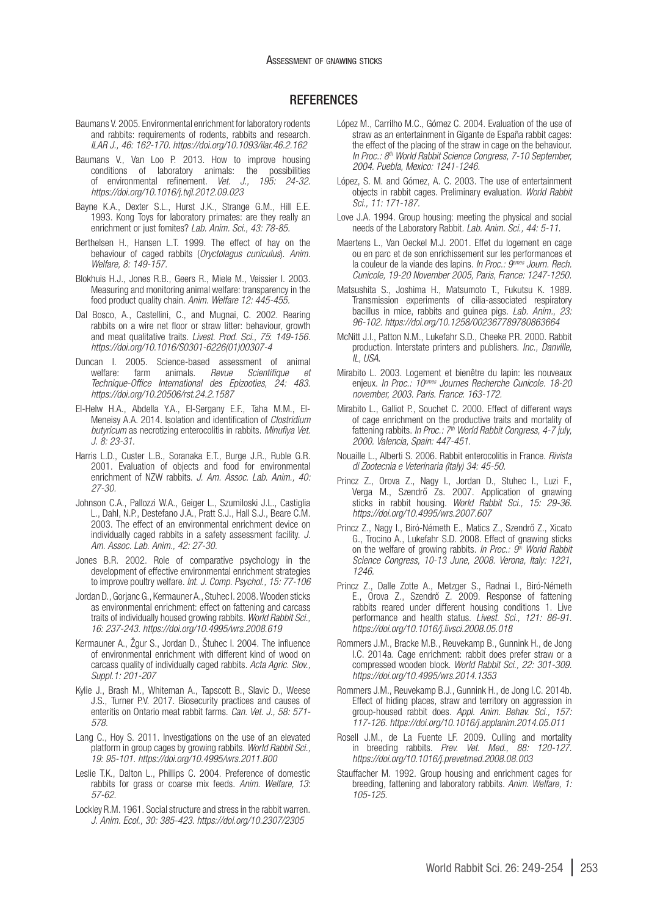## REFERENCES

Baumans V. 2005. Environmental enrichment for laboratory rodents and rabbits: requirements of rodents, rabbits and research. *ILAR J., 46: 162-170. https://doi.org/10.1093/ilar.46.2.162*

Baumans V., Van Loo P. 2013. How to improve housing conditions of laboratory animals: the possibilities of environmental refinement. *Vet. J., 195: 24-32. https://doi.org/10.1016/j.tvjl.2012.09.023*

Bayne K.A., Dexter S.L., Hurst J.K., Strange G.M., Hill E.E. 1993. Kong Toys for laboratory primates: are they really an enrichment or just fomites? *Lab. Anim. Sci., 43: 78-85.*

Berthelsen H., Hansen L.T. 1999. The effect of hay on the behaviour of caged rabbits (*Oryctolagus cuniculus*). *Anim. Welfare, 8: 149-157.*

Blokhuis H.J., Jones R.B., Geers R., Miele M., Veissier I. 2003. Measuring and monitoring animal welfare: transparency in the food product quality chain. *Anim. Welfare 12: 445-455.*

Dal Bosco, A., Castellini, C., and Mugnai, C. 2002. Rearing rabbits on a wire net floor or straw litter: behaviour, growth and meat qualitative traits. *Livest. Prod. Sci., 75: 149-156. https://doi.org/10.1016/S0301-6226(01)00307-4*

Duncan I. 2005. Science-based assessment of animal welfare: farm animals. *Revue Scientifique et Technique-Office International des Epizooties, 24: 483. https://doi.org/10.20506/rst.24.2.1587*

El-Helw H.A., Abdella Y.A., El-Sergany E.F., Taha M.M., El-Meneisy A.A. 2014. Isolation and identification of *Clostridium butyricum* as necrotizing enterocolitis in rabbits. *Minufiya Vet. J. 8: 23-31.*

Harris L.D., Custer L.B., Soranaka E.T., Burge J.R., Ruble G.R. 2001. Evaluation of objects and food for environmental enrichment of NZW rabbits. *J. Am. Assoc. Lab. Anim., 40: 27-30.*

Johnson C.A., Pallozzi W.A., Geiger L., Szumiloski J.L., Castiglia L., Dahl, N.P., Destefano J.A., Pratt S.J., Hall S.J., Beare C.M. 2003. The effect of an environmental enrichment device on individually caged rabbits in a safety assessment facility. *J. Am. Assoc. Lab. Anim., 42: 27-30.*

Jones B.R. 2002. Role of comparative psychology in the development of effective environmental enrichment strategies to improve poultry welfare. *Int. J. Comp. Psychol., 15: 77-106*

Jordan D., Gorjanc G., Kermauner A., Stuhec I. 2008. Wooden sticks as environmental enrichment: effect on fattening and carcass traits of individually housed growing rabbits. *World Rabbit Sci., 16: 237-243. https://doi.org/10.4995/wrs.2008.619*

Kermauner A., Žgur S., Jordan D., Štuhec I. 2004. The influence of environmental enrichment with different kind of wood on carcass quality of individually caged rabbits. *Acta Agric. Slov., Suppl.1: 201-207*

Kylie J., Brash M., Whiteman A., Tapscott B., Slavic D., Weese J.S., Turner P.V. 2017. Biosecurity practices and causes of enteritis on Ontario meat rabbit farms. *Can. Vet. J., 58: 571-578.*

Lang C., Hoy S. 2011. Investigations on the use of an elevated platform in group cages by growing rabbits. *World Rabbit Sci., 19: 95-101. https://doi.org/10.4995/wrs.2011.800*

Leslie T.K., Dalton L., Phillips C. 2004. Preference of domestic rabbits for grass or coarse mix feeds. *Anim. Welfare, 13: 57-62.*

Lockley R.M. 1961. Social structure and stress in the rabbit warren. *J. Anim. Ecol., 30: 385-423. https://doi.org/10.2307/2305*

López M., Carrilho M.C., Gómez C. 2004. Evaluation of the use of straw as an entertainment in Gigante de España rabbit cages: the effect of the placing of the straw in cage on the behaviour. *In Proc.: 8th World Rabbit Science Congress, 7-10 September, 2004. Puebla, Mexico: 1241-1246.*

López, S. M. and Gómez, A. C. 2003. The use of entertainment objects in rabbit cages. Preliminary evaluation. *World Rabbit Sci., 11: 171-187.*

Love J.A. 1994. Group housing: meeting the physical and social needs of the Laboratory Rabbit. *Lab. Anim. Sci., 44: 5-11.*

Maertens L., Van Oeckel M.J. 2001. Effet du logement en cage ou en parc et de son enrichissement sur les performances et la couleur de la viande des lapins. *In Proc.: 9èmes Journ. Rech. Cunicole, 19-20 November 2005, Paris, France: 1247-1250.*

Matsushita S., Joshima H., Matsumoto T., Fukutsu K. 1989. Transmission experiments of cilia-associated respiratory bacillus in mice, rabbits and guinea pigs. *Lab. Anim., 23: 96-102. https://doi.org/10.1258/002367789780863664*

McNitt J.I., Patton N.M., Lukefahr S.D., Cheeke P.R. 2000. Rabbit production. Interstate printers and publishers. *Inc., Danville, IL, USA.*

Mirabito L. 2003. Logement et bienêtre du lapin: les nouveaux enjeux. *In Proc.: 10èmes Journes Recherche Cunicole. 18-20 november, 2003. Paris. France: 163-172.*

Mirabito L., Galliot P., Souchet C. 2000. Effect of different ways of cage enrichment on the productive traits and mortality of fattening rabbits. *In Proc.: 7th World Rabbit Congress, 4-7 july, 2000. Valencia, Spain: 447-451.*

Nouaille L., Alberti S. 2006. Rabbit enterocolitis in France. *Rivista di Zootecnia e Veterinaria (Italy) 34: 45-50.*

Princz Z., Orova Z., Nagy I., Jordan D., Stuhec I., Luzi F., Verga M., Szendrő Zs. 2007. Application of gnawing sticks in rabbit housing. *World Rabbit Sci., 15: 29-36. https://doi.org/10.4995/wrs.2007.607*

Princz Z., Nagy I., Biró-Németh E., Matics Z., Szendrő Z., Xicato G., Trocino A., Lukefahr S.D. 2008. Effect of gnawing sticks on the welfare of growing rabbits. *In Proc.: 9th World Rabbit Science Congress, 10-13 June, 2008. Verona, Italy: 1221, 1246.*

Princz Z., Dalle Zotte A., Metzger S., Radnai I., Biró-Németh E., Orova Z., Szendrő Z. 2009. Response of fattening rabbits reared under different housing conditions 1. Live performance and health status. *Livest. Sci., 121: 86-91. https://doi.org/10.1016/j.livsci.2008.05.018*

Rommers J.M., Bracke M.B., Reuvekamp B., Gunnink H., de Jong I.C. 2014a. Cage enrichment: rabbit does prefer straw or a compressed wooden block. *World Rabbit Sci., 22: 301-309. https://doi.org/10.4995/wrs.2014.1353*

Rommers J.M., Reuvekamp B.J., Gunnink H., de Jong I.C. 2014b. Effect of hiding places, straw and territory on aggression in group-housed rabbit does. *Appl. Anim. Behav. Sci., 157: 117-126. https://doi.org/10.1016/j.applanim.2014.05.011*

Rosell J.M., de La Fuente LF. 2009. Culling and mortality in breeding rabbits. *Prev. Vet. Med., 88: 120-127. https://doi.org/10.1016/j.prevetmed.2008.08.003*

Stauffacher M. 1992. Group housing and enrichment cages for breeding, fattening and laboratory rabbits. *Anim. Welfare, 1: 105-125.*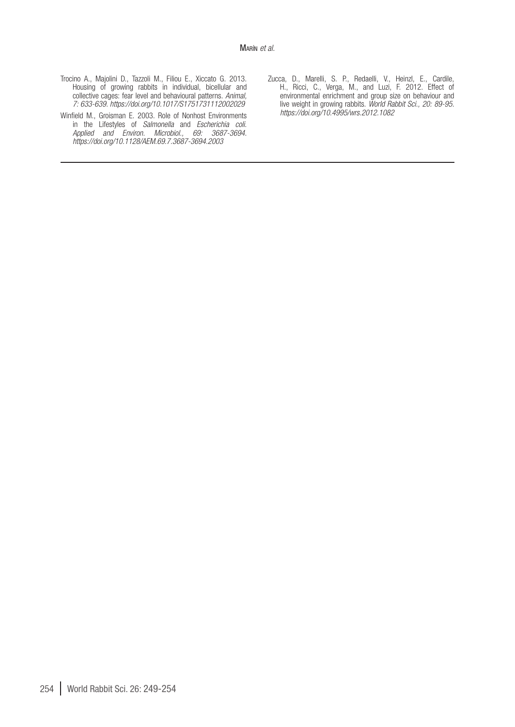Trocino A., Majolini D., Tazzoli M., Filiou E., Xiccato G. 2013. Housing of growing rabbits in individual, bicellular and collective cages: fear level and behavioural patterns. *Animal, 7: 633-639. https://doi.org/10.1017/S1751731112002029*

Winfield M., Groisman E. 2003. Role of Nonhost Environments in the Lifestyles of *Salmonella* and *Escherichia coli*. *Applied and Environ. Microbiol., 69: 3687-3694. https://doi.org/10.1128/AEM.69.7.3687-3694.2003*

Zucca, D., Marelli, S. P., Redaelli, V., Heinzl, E., Cardile, H., Ricci, C., Verga, M., and Luzi, F. 2012. Effect of environmental enrichment and group size on behaviour and live weight in growing rabbits. *World Rabbit Sci., 20: 89-95. https://doi.org/10.4995/wrs.2012.1082*